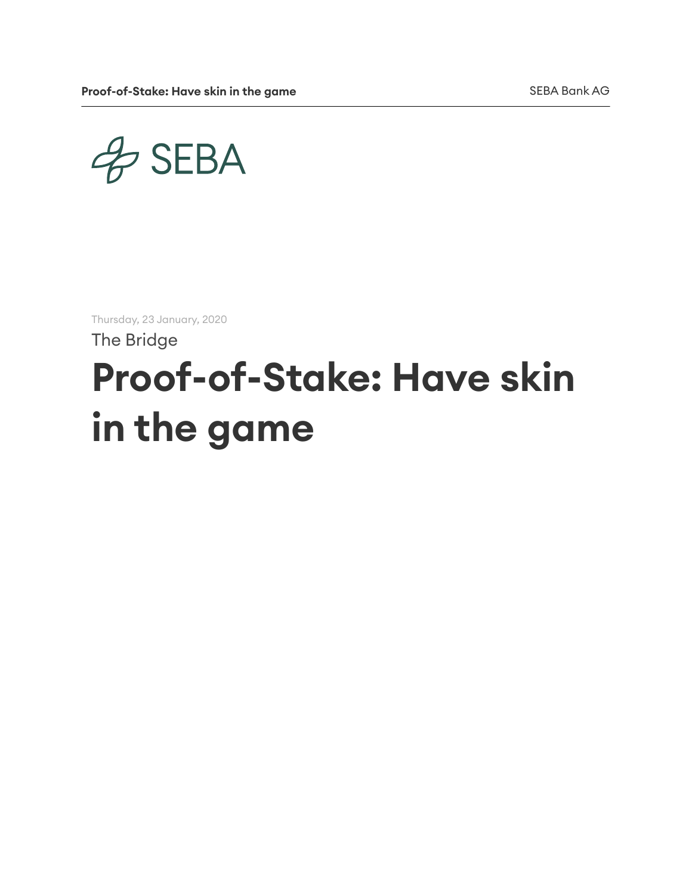SEBA

Thursday, 23 January, 2020

The Bridge

# Proof-of-Stake: Have skin in the game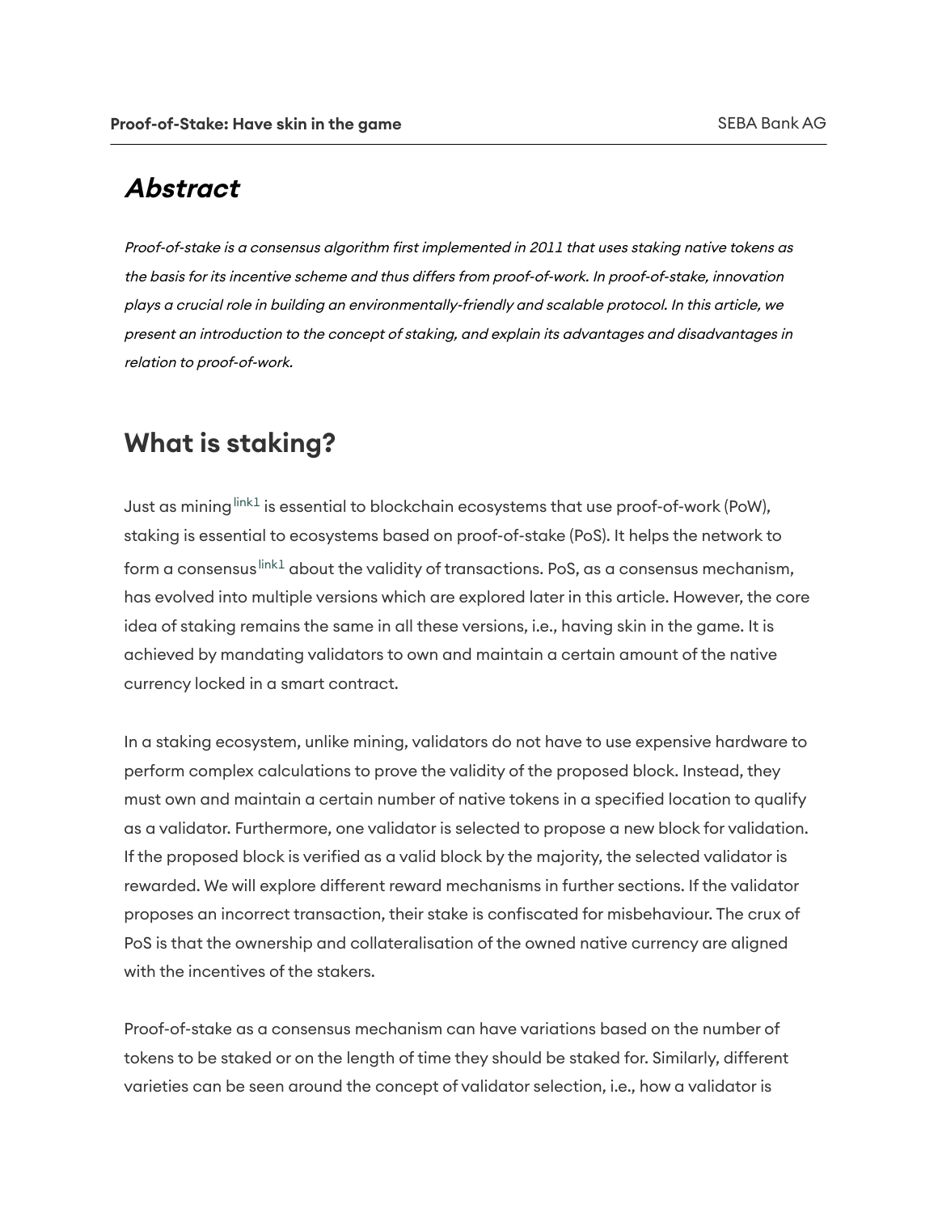## *Abstract*

*Proof-of-stake is a consensus algorithm first implemented in 2011 that uses staking native tokens as the basis for its incentive scheme and thus differs from proof-of-work. In proof-of-stake, innovation plays a crucial role in building an environmentally-friendly and scalable protocol. In this article, we present an introduction to the concept of staking, and explain its advantages and disadvantages in relation to proof-of-work.*

## What is staking?

Just as mining[link1] is essential to blockchain ecosystems that use proof-of-work (PoW), staking is essential to ecosystems based on proof-of-stake (PoS). It helps the network to form a consensus[link1] about the validity of transactions. PoS, as a consensus mechanism, has evolved into multiple versions which are explored later in this article. However, the core idea of staking remains the same in all these versions, i.e., having skin in the game. It is achieved by mandating validators to own and maintain a certain amount of the native currency locked in a smart contract.

In a staking ecosystem, unlike mining, validators do not have to use expensive hardware to perform complex calculations to prove the validity of the proposed block. Instead, they must own and maintain a certain number of native tokens in a specified location to qualify as a validator. Furthermore, one validator is selected to propose a new block for validation. If the proposed block is verified as a valid block by the majority, the selected validator is rewarded. We will explore different reward mechanisms in further sections. If the validator proposes an incorrect transaction, their stake is confiscated for misbehaviour. The crux of PoS is that the ownership and collateralisation of the owned native currency are aligned with the incentives of the stakers.

Proof-of-stake as a consensus mechanism can have variations based on the number of tokens to be staked or on the length of time they should be staked for. Similarly, different varieties can be seen around the concept of validator selection, i.e., how a validator is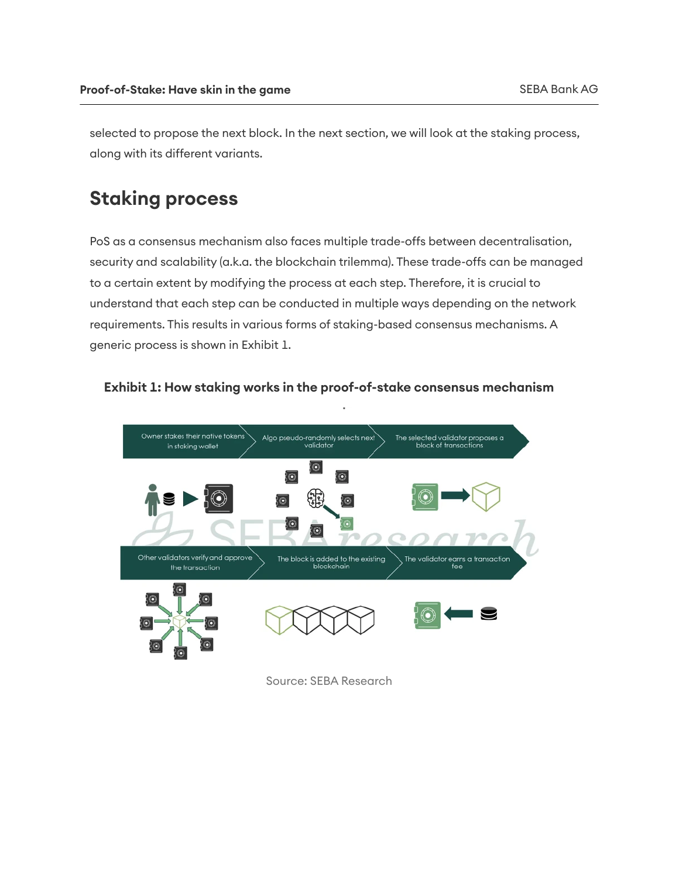selected to propose the next block. In the next section, we will look at the staking process, along with its different variants.

## Staking process

PoS as a consensus mechanism also faces multiple trade-offs between decentralisation, security and scalability (a.k.a. the blockchain trilemma). These trade-offs can be managed to a certain extent by modifying the process at each step. Therefore, it is crucial to understand that each step can be conducted in multiple ways depending on the network requirements. This results in various forms of staking-based consensus mechanisms. A generic process is shown in Exhibit 1.

**Exhibit 1: How staking works in the proof-of-stake consensus mechanism**

Source: SEBA Research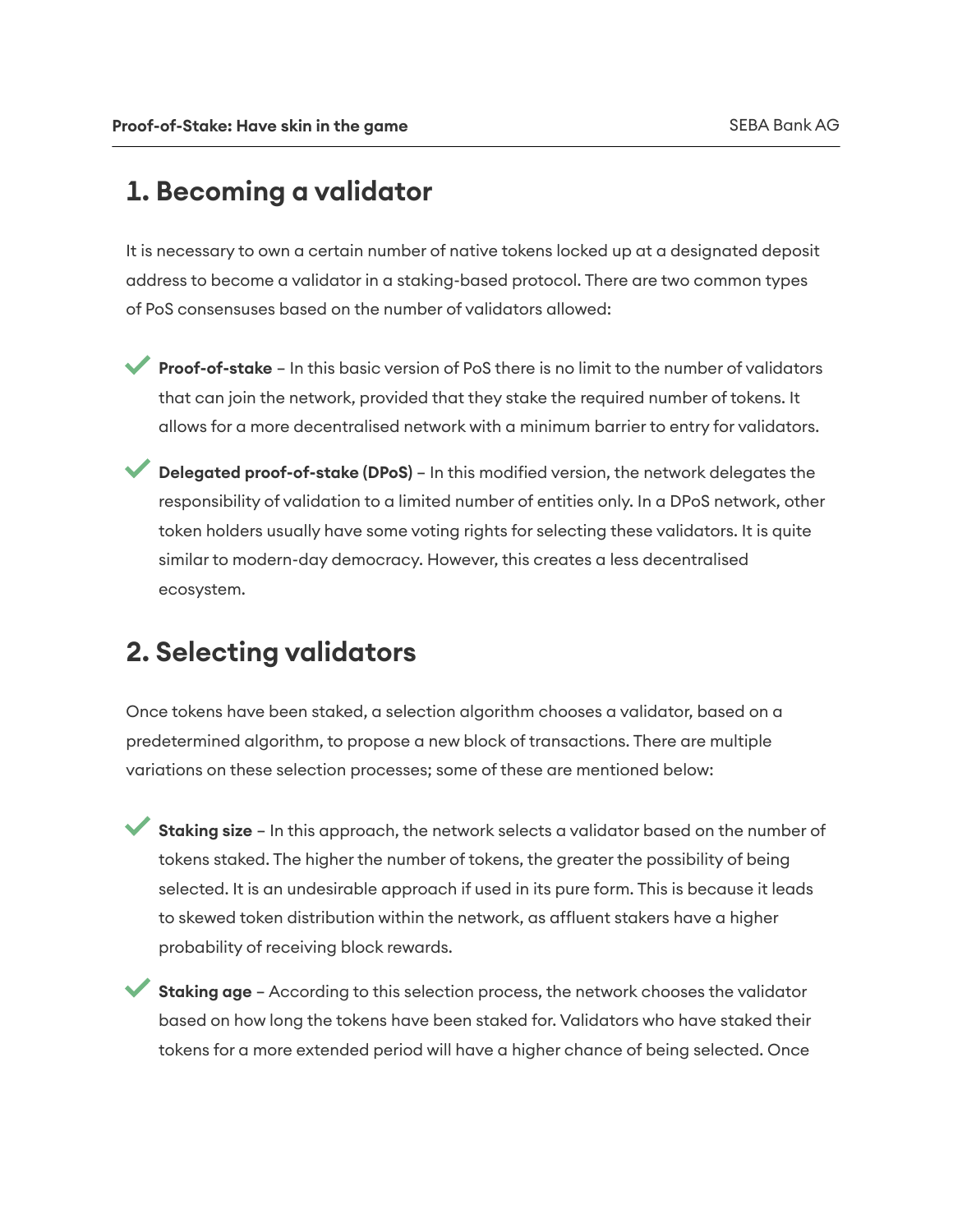## 1. Becoming a validator

It is necessary to own a certain number of native tokens locked up at a designated deposit address to become a validator in a staking-based protocol. There are two common types of PoS consensuses based on the number of validators allowed:

- **Proof-of-stake** – In this basic version of PoS there is no limit to the number of validators that can join the network, provided that they stake the required number of tokens. It allows for a more decentralised network with a minimum barrier to entry for validators.
- **Delegated proof-of-stake (DPoS)** – In this modified version, the network delegates the responsibility of validation to a limited number of entities only. In a DPoS network, other token holders usually have some voting rights for selecting these validators. It is quite similar to modern-day democracy. However, this creates a less decentralised ecosystem.

## 2. Selecting validators

Once tokens have been staked, a selection algorithm chooses a validator, based on a predetermined algorithm, to propose a new block of transactions. There are multiple variations on these selection processes; some of these are mentioned below:

- **Staking size** – In this approach, the network selects a validator based on the number of tokens staked. The higher the number of tokens, the greater the possibility of being selected. It is an undesirable approach if used in its pure form. This is because it leads to skewed token distribution within the network, as affluent stakers have a higher probability of receiving block rewards.
- **Staking age** – According to this selection process, the network chooses the validator based on how long the tokens have been staked for. Validators who have staked their tokens for a more extended period will have a higher chance of being selected. Once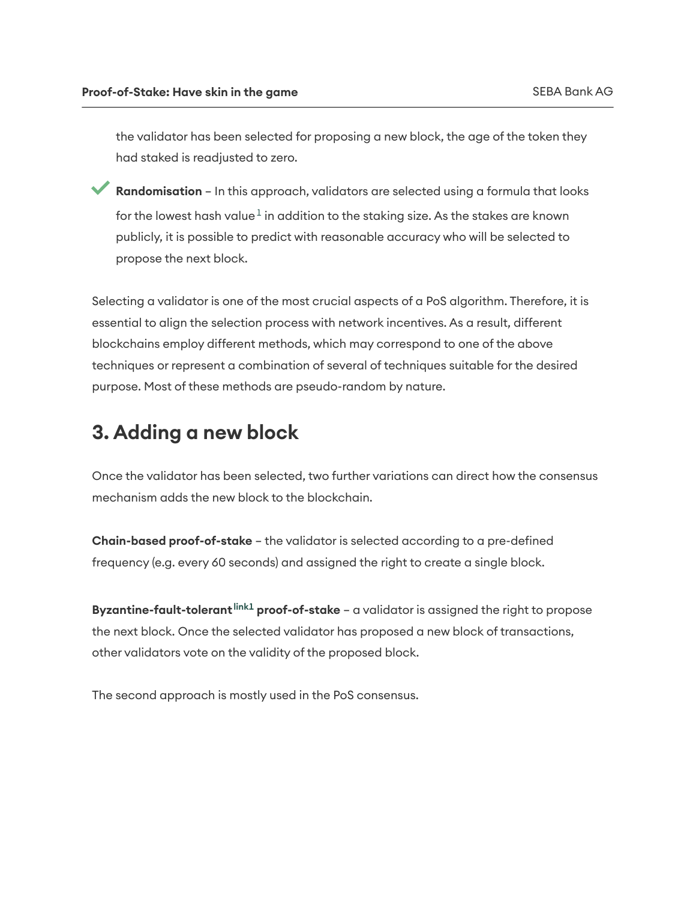the validator has been selected for proposing a new block, the age of the token they had staked is readjusted to zero.

- ✔ **Randomisation** – In this approach, validators are selected using a formula that looks for the lowest hash value[1] in addition to the staking size. As the stakes are known publicly, it is possible to predict with reasonable accuracy who will be selected to propose the next block.

Selecting a validator is one of the most crucial aspects of a PoS algorithm. Therefore, it is essential to align the selection process with network incentives. As a result, different blockchains employ different methods, which may correspond to one of the above techniques or represent a combination of several of techniques suitable for the desired purpose. Most of these methods are pseudo-random by nature.

## 3. Adding a new block

Once the validator has been selected, two further variations can direct how the consensus mechanism adds the new block to the blockchain.

**Chain-based proof-of-stake** – the validator is selected according to a pre-defined frequency (e.g. every 60 seconds) and assigned the right to create a single block.

**Byzantine-fault-tolerant**[link1] **proof-of-stake** – a validator is assigned the right to propose the next block. Once the selected validator has proposed a new block of transactions, other validators vote on the validity of the proposed block.

The second approach is mostly used in the PoS consensus.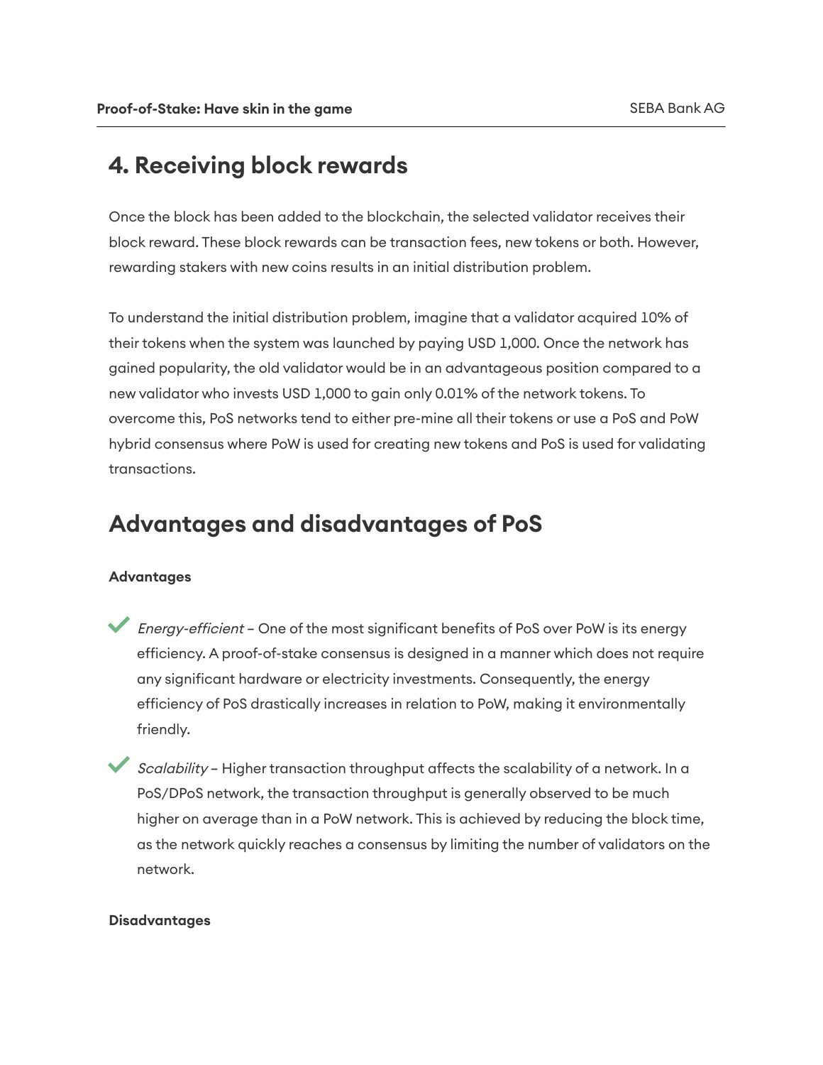## 4. Receiving block rewards

Once the block has been added to the blockchain, the selected validator receives their block reward. These block rewards can be transaction fees, new tokens or both. However, rewarding stakers with new coins results in an initial distribution problem.

To understand the initial distribution problem, imagine that a validator acquired 10% of their tokens when the system was launched by paying USD 1,000. Once the network has gained popularity, the old validator would be in an advantageous position compared to a new validator who invests USD 1,000 to gain only 0.01% of the network tokens. To overcome this, PoS networks tend to either pre-mine all their tokens or use a PoS and PoW hybrid consensus where PoW is used for creating new tokens and PoS is used for validating transactions.

## Advantages and disadvantages of PoS

**Advantages**

- ✔ *Energy-efficient* – One of the most significant benefits of PoS over PoW is its energy efficiency. A proof-of-stake consensus is designed in a manner which does not require any significant hardware or electricity investments. Consequently, the energy efficiency of PoS drastically increases in relation to PoW, making it environmentally friendly.
- ✔ *Scalability* – Higher transaction throughput affects the scalability of a network. In a PoS/DPoS network, the transaction throughput is generally observed to be much higher on average than in a PoW network. This is achieved by reducing the block time, as the network quickly reaches a consensus by limiting the number of validators on the network.

**Disadvantages**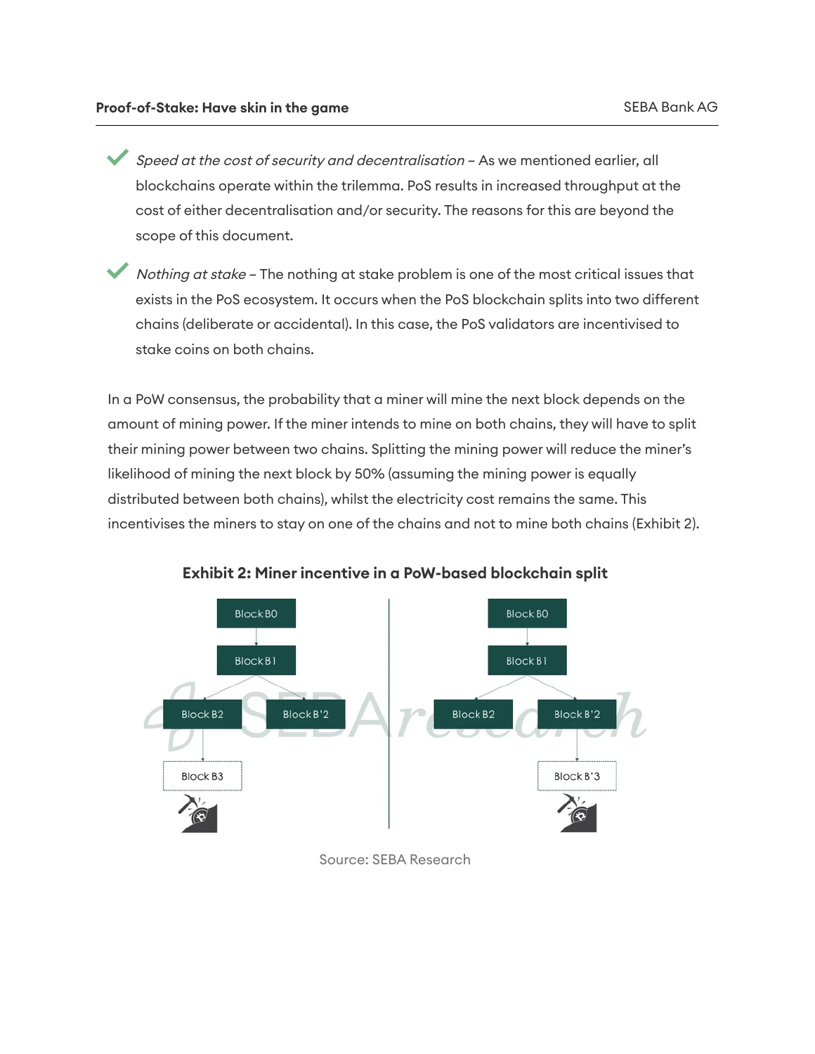- *Speed at the cost of security and decentralisation* – As we mentioned earlier, all blockchains operate within the trilemma. PoS results in increased throughput at the cost of either decentralisation and/or security. The reasons for this are beyond the scope of this document.

- *Nothing at stake* – The nothing at stake problem is one of the most critical issues that exists in the PoS ecosystem. It occurs when the PoS blockchain splits into two different chains (deliberate or accidental). In this case, the PoS validators are incentivised to stake coins on both chains.

In a PoW consensus, the probability that a miner will mine the next block depends on the amount of mining power. If the miner intends to mine on both chains, they will have to split their mining power between two chains. Splitting the mining power will reduce the miner's likelihood of mining the next block by 50% (assuming the mining power is equally distributed between both chains), whilst the electricity cost remains the same. This incentivises the miners to stay on one of the chains and not to mine both chains (Exhibit 2).

**Exhibit 2: Miner incentive in a PoW-based blockchain split**

Source: SEBA Research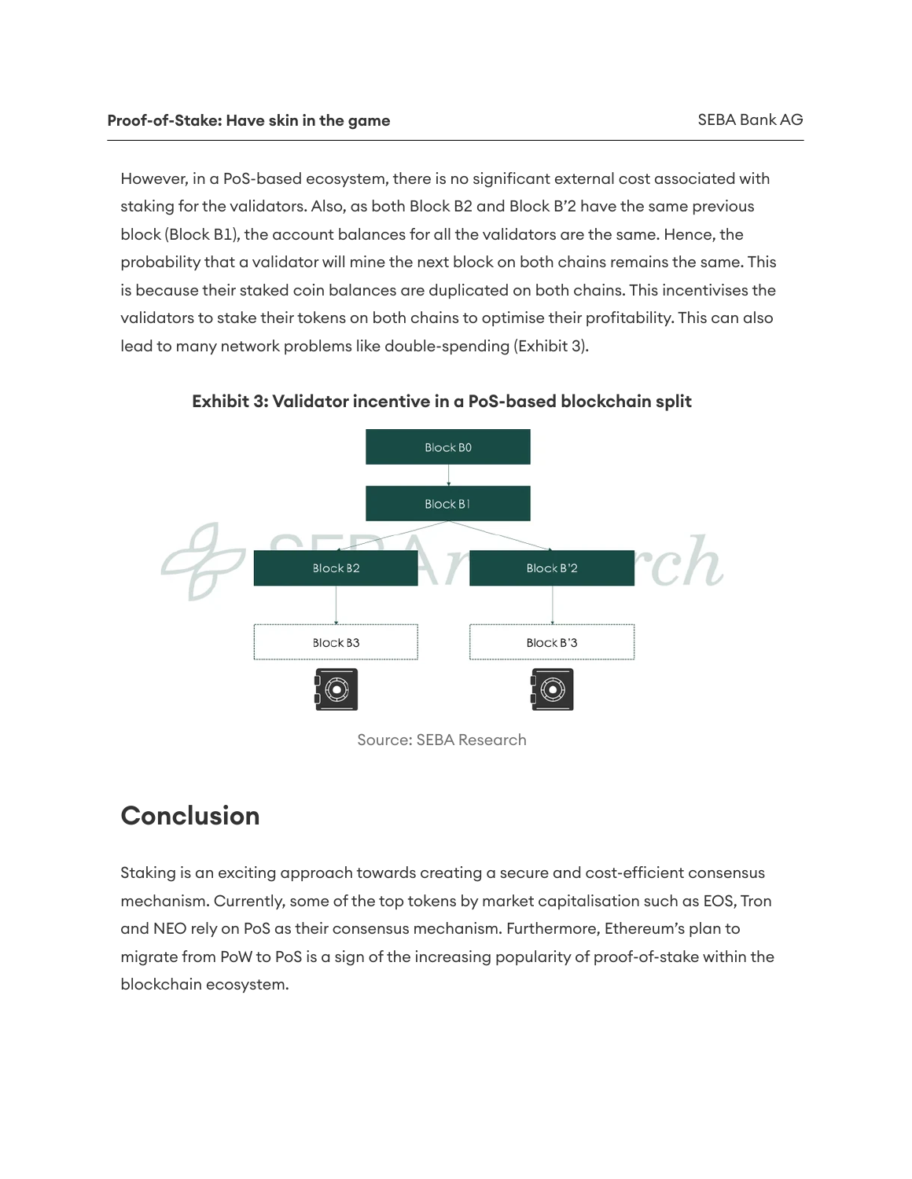However, in a PoS-based ecosystem, there is no significant external cost associated with staking for the validators. Also, as both Block B2 and Block B'2 have the same previous block (Block B1), the account balances for all the validators are the same. Hence, the probability that a validator will mine the next block on both chains remains the same. This is because their staked coin balances are duplicated on both chains. This incentivises the validators to stake their tokens on both chains to optimise their profitability. This can also lead to many network problems like double-spending (Exhibit 3).

**Exhibit 3: Validator incentive in a PoS-based blockchain split**

Block B0

Block B1

Block B2

Block B'2

Block B3

Block B'3

Source: SEBA Research

## Conclusion

Staking is an exciting approach towards creating a secure and cost-efficient consensus mechanism. Currently, some of the top tokens by market capitalisation such as EOS, Tron and NEO rely on PoS as their consensus mechanism. Furthermore, Ethereum's plan to migrate from PoW to PoS is a sign of the increasing popularity of proof-of-stake within the blockchain ecosystem.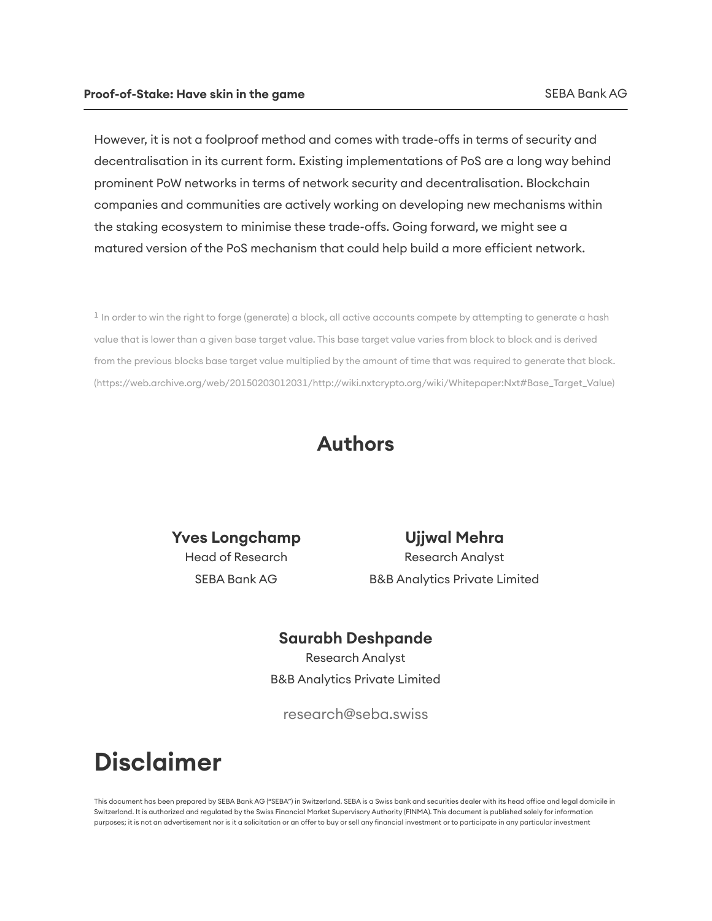However, it is not a foolproof method and comes with trade-offs in terms of security and decentralisation in its current form. Existing implementations of PoS are a long way behind prominent PoW networks in terms of network security and decentralisation. Blockchain companies and communities are actively working on developing new mechanisms within the staking ecosystem to minimise these trade-offs. Going forward, we might see a matured version of the PoS mechanism that could help build a more efficient network.

[1] In order to win the right to forge (generate) a block, all active accounts compete by attempting to generate a hash value that is lower than a given base target value. This base target value varies from block to block and is derived from the previous blocks base target value multiplied by the amount of time that was required to generate that block. (https://web.archive.org/web/20150203012031/http://wiki.nxtcrypto.org/wiki/Whitepaper:Nxt#Base_Target_Value)

## Authors

**Yves Longchamp**
Head of Research
SEBA Bank AG

**Ujjwal Mehra**
Research Analyst
B&B Analytics Private Limited

**Saurabh Deshpande**
Research Analyst
B&B Analytics Private Limited

research@seba.swiss

# Disclaimer

This document has been prepared by SEBA Bank AG ("SEBA") in Switzerland. SEBA is a Swiss bank and securities dealer with its head office and legal domicile in Switzerland. It is authorized and regulated by the Swiss Financial Market Supervisory Authority (FINMA). This document is published solely for information purposes; it is not an advertisement nor is it a solicitation or an offer to buy or sell any financial investment or to participate in any particular investment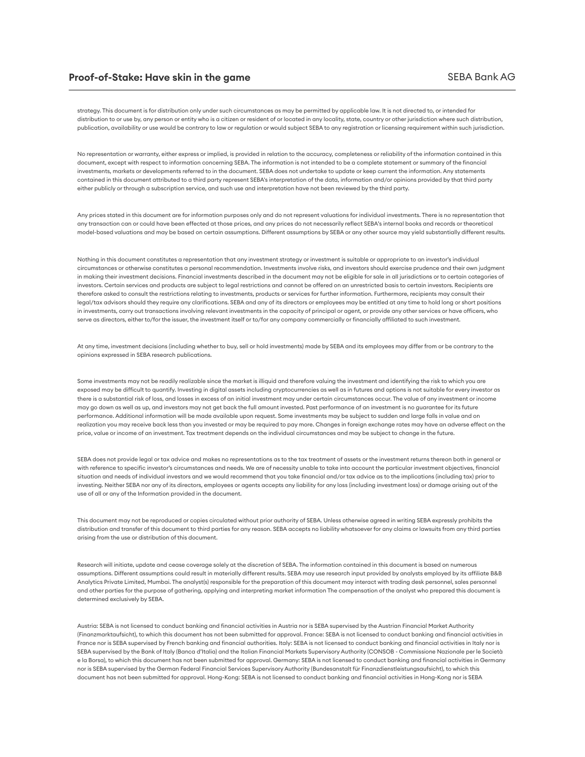strategy. This document is for distribution only under such circumstances as may be permitted by applicable law. It is not directed to, or intended for distribution to or use by, any person or entity who is a citizen or resident of or located in any locality, state, country or other jurisdiction where such distribution, publication, availability or use would be contrary to law or regulation or would subject SEBA to any registration or licensing requirement within such jurisdiction.

No representation or warranty, either express or implied, is provided in relation to the accuracy, completeness or reliability of the information contained in this document, except with respect to information concerning SEBA. The information is not intended to be a complete statement or summary of the financial investments, markets or developments referred to in the document. SEBA does not undertake to update or keep current the information. Any statements contained in this document attributed to a third party represent SEBA's interpretation of the data, information and/or opinions provided by that third party either publicly or through a subscription service, and such use and interpretation have not been reviewed by the third party.

Any prices stated in this document are for information purposes only and do not represent valuations for individual investments. There is no representation that any transaction can or could have been effected at those prices, and any prices do not necessarily reflect SEBA's internal books and records or theoretical model-based valuations and may be based on certain assumptions. Different assumptions by SEBA or any other source may yield substantially different results.

Nothing in this document constitutes a representation that any investment strategy or investment is suitable or appropriate to an investor's individual circumstances or otherwise constitutes a personal recommendation. Investments involve risks, and investors should exercise prudence and their own judgment in making their investment decisions. Financial investments described in the document may not be eligible for sale in all jurisdictions or to certain categories of investors. Certain services and products are subject to legal restrictions and cannot be offered on an unrestricted basis to certain investors. Recipients are therefore asked to consult the restrictions relating to investments, products or services for further information. Furthermore, recipients may consult their legal/tax advisors should they require any clarifications. SEBA and any of its directors or employees may be entitled at any time to hold long or short positions in investments, carry out transactions involving relevant investments in the capacity of principal or agent, or provide any other services or have officers, who serve as directors, either to/for the issuer, the investment itself or to/for any company commercially or financially affiliated to such investment.

At any time, investment decisions (including whether to buy, sell or hold investments) made by SEBA and its employees may differ from or be contrary to the opinions expressed in SEBA research publications.

Some investments may not be readily realizable since the market is illiquid and therefore valuing the investment and identifying the risk to which you are exposed may be difficult to quantify. Investing in digital assets including cryptocurrencies as well as in futures and options is not suitable for every investor as there is a substantial risk of loss, and losses in excess of an initial investment may under certain circumstances occur. The value of any investment or income may go down as well as up, and investors may not get back the full amount invested. Past performance of an investment is no guarantee for its future performance. Additional information will be made available upon request. Some investments may be subject to sudden and large falls in value and on realization you may receive back less than you invested or may be required to pay more. Changes in foreign exchange rates may have an adverse effect on the price, value or income of an investment. Tax treatment depends on the individual circumstances and may be subject to change in the future.

SEBA does not provide legal or tax advice and makes no representations as to the tax treatment of assets or the investment returns thereon both in general or with reference to specific investor's circumstances and needs. We are of necessity unable to take into account the particular investment objectives, financial situation and needs of individual investors and we would recommend that you take financial and/or tax advice as to the implications (including tax) prior to investing. Neither SEBA nor any of its directors, employees or agents accepts any liability for any loss (including investment loss) or damage arising out of the use of all or any of the Information provided in the document.

This document may not be reproduced or copies circulated without prior authority of SEBA. Unless otherwise agreed in writing SEBA expressly prohibits the distribution and transfer of this document to third parties for any reason. SEBA accepts no liability whatsoever for any claims or lawsuits from any third parties arising from the use or distribution of this document.

Research will initiate, update and cease coverage solely at the discretion of SEBA. The information contained in this document is based on numerous assumptions. Different assumptions could result in materially different results. SEBA may use research input provided by analysts employed by its affiliate B&B Analytics Private Limited, Mumbai. The analyst(s) responsible for the preparation of this document may interact with trading desk personnel, sales personnel and other parties for the purpose of gathering, applying and interpreting market information The compensation of the analyst who prepared this document is determined exclusively by SEBA.

Austria: SEBA is not licensed to conduct banking and financial activities in Austria nor is SEBA supervised by the Austrian Financial Market Authority (Finanzmarktaufsicht), to which this document has not been submitted for approval. France: SEBA is not licensed to conduct banking and financial activities in France nor is SEBA supervised by French banking and financial authorities. Italy: SEBA is not licensed to conduct banking and financial activities in Italy nor is SEBA supervised by the Bank of Italy (Banca d'Italia) and the Italian Financial Markets Supervisory Authority (CONSOB - Commissione Nazionale per le Società e la Borsa), to which this document has not been submitted for approval. Germany: SEBA is not licensed to conduct banking and financial activities in Germany nor is SEBA supervised by the German Federal Financial Services Supervisory Authority (Bundesanstalt für Finanzdienstleistungsaufsicht), to which this document has not been submitted for approval. Hong-Kong: SEBA is not licensed to conduct banking and financial activities in Hong-Kong nor is SEBA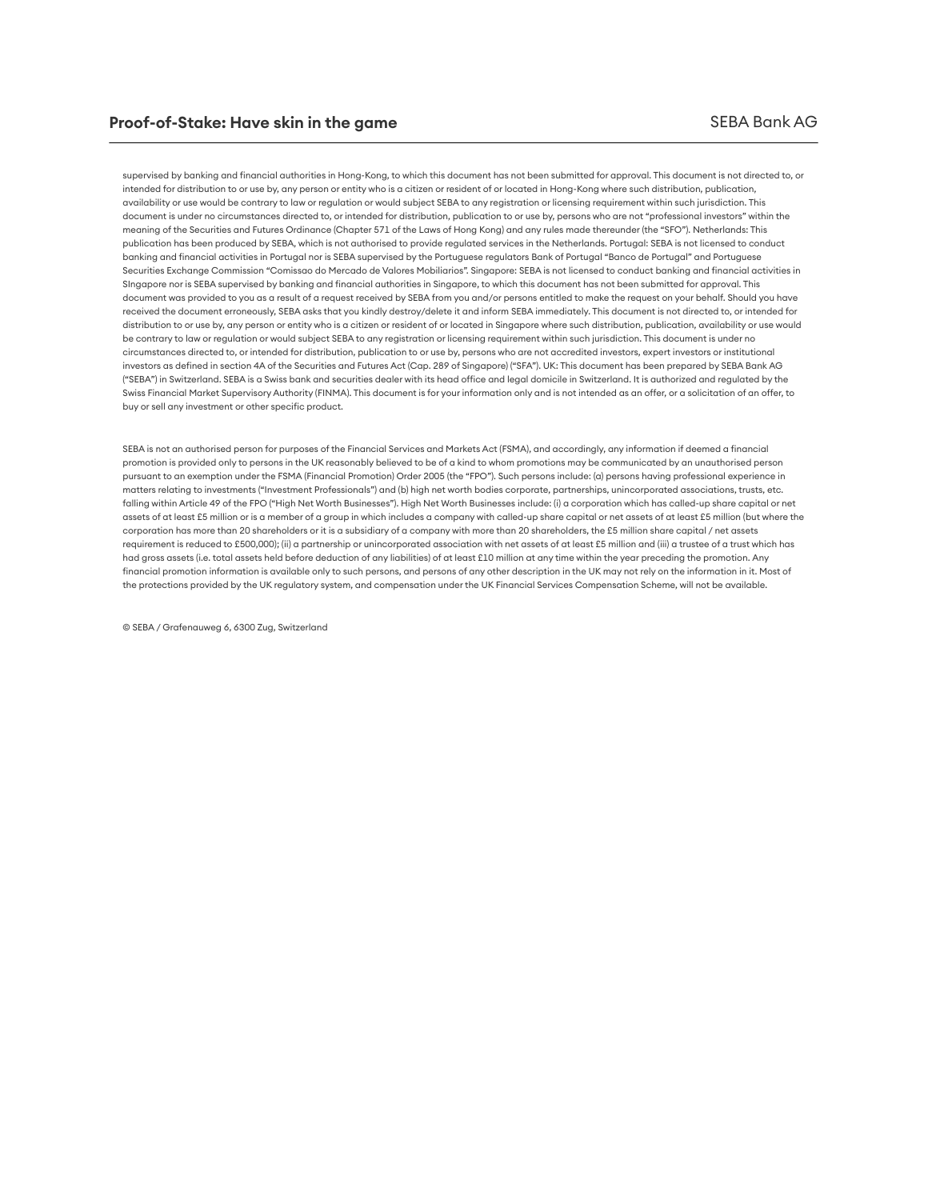supervised by banking and financial authorities in Hong-Kong, to which this document has not been submitted for approval. This document is not directed to, or intended for distribution to or use by, any person or entity who is a citizen or resident of or located in Hong-Kong where such distribution, publication, availability or use would be contrary to law or regulation or would subject SEBA to any registration or licensing requirement within such jurisdiction. This document is under no circumstances directed to, or intended for distribution, publication to or use by, persons who are not "professional investors" within the meaning of the Securities and Futures Ordinance (Chapter 571 of the Laws of Hong Kong) and any rules made thereunder (the "SFO"). Netherlands: This publication has been produced by SEBA, which is not authorised to provide regulated services in the Netherlands. Portugal: SEBA is not licensed to conduct banking and financial activities in Portugal nor is SEBA supervised by the Portuguese regulators Bank of Portugal "Banco de Portugal" and Portuguese Securities Exchange Commission "Comissao do Mercado de Valores Mobiliarios". Singapore: SEBA is not licensed to conduct banking and financial activities in SIngapore nor is SEBA supervised by banking and financial authorities in Singapore, to which this document has not been submitted for approval. This document was provided to you as a result of a request received by SEBA from you and/or persons entitled to make the request on your behalf. Should you have received the document erroneously, SEBA asks that you kindly destroy/delete it and inform SEBA immediately. This document is not directed to, or intended for distribution to or use by, any person or entity who is a citizen or resident of or located in Singapore where such distribution, publication, availability or use would be contrary to law or regulation or would subject SEBA to any registration or licensing requirement within such jurisdiction. This document is under no circumstances directed to, or intended for distribution, publication to or use by, persons who are not accredited investors, expert investors or institutional investors as defined in section 4A of the Securities and Futures Act (Cap. 289 of Singapore) ("SFA"). UK: This document has been prepared by SEBA Bank AG ("SEBA") in Switzerland. SEBA is a Swiss bank and securities dealer with its head office and legal domicile in Switzerland. It is authorized and regulated by the Swiss Financial Market Supervisory Authority (FINMA). This document is for your information only and is not intended as an offer, or a solicitation of an offer, to buy or sell any investment or other specific product.

SEBA is not an authorised person for purposes of the Financial Services and Markets Act (FSMA), and accordingly, any information if deemed a financial promotion is provided only to persons in the UK reasonably believed to be of a kind to whom promotions may be communicated by an unauthorised person pursuant to an exemption under the FSMA (Financial Promotion) Order 2005 (the "FPO"). Such persons include: (a) persons having professional experience in matters relating to investments ("Investment Professionals") and (b) high net worth bodies corporate, partnerships, unincorporated associations, trusts, etc. falling within Article 49 of the FPO ("High Net Worth Businesses"). High Net Worth Businesses include: (i) a corporation which has called-up share capital or net assets of at least £5 million or is a member of a group in which includes a company with called-up share capital or net assets of at least £5 million (but where the corporation has more than 20 shareholders or it is a subsidiary of a company with more than 20 shareholders, the £5 million share capital / net assets requirement is reduced to £500,000); (ii) a partnership or unincorporated association with net assets of at least £5 million and (iii) a trustee of a trust which has had gross assets (i.e. total assets held before deduction of any liabilities) of at least £10 million at any time within the year preceding the promotion. Any financial promotion information is available only to such persons, and persons of any other description in the UK may not rely on the information in it. Most of the protections provided by the UK regulatory system, and compensation under the UK Financial Services Compensation Scheme, will not be available.

© SEBA / Grafenauweg 6, 6300 Zug, Switzerland